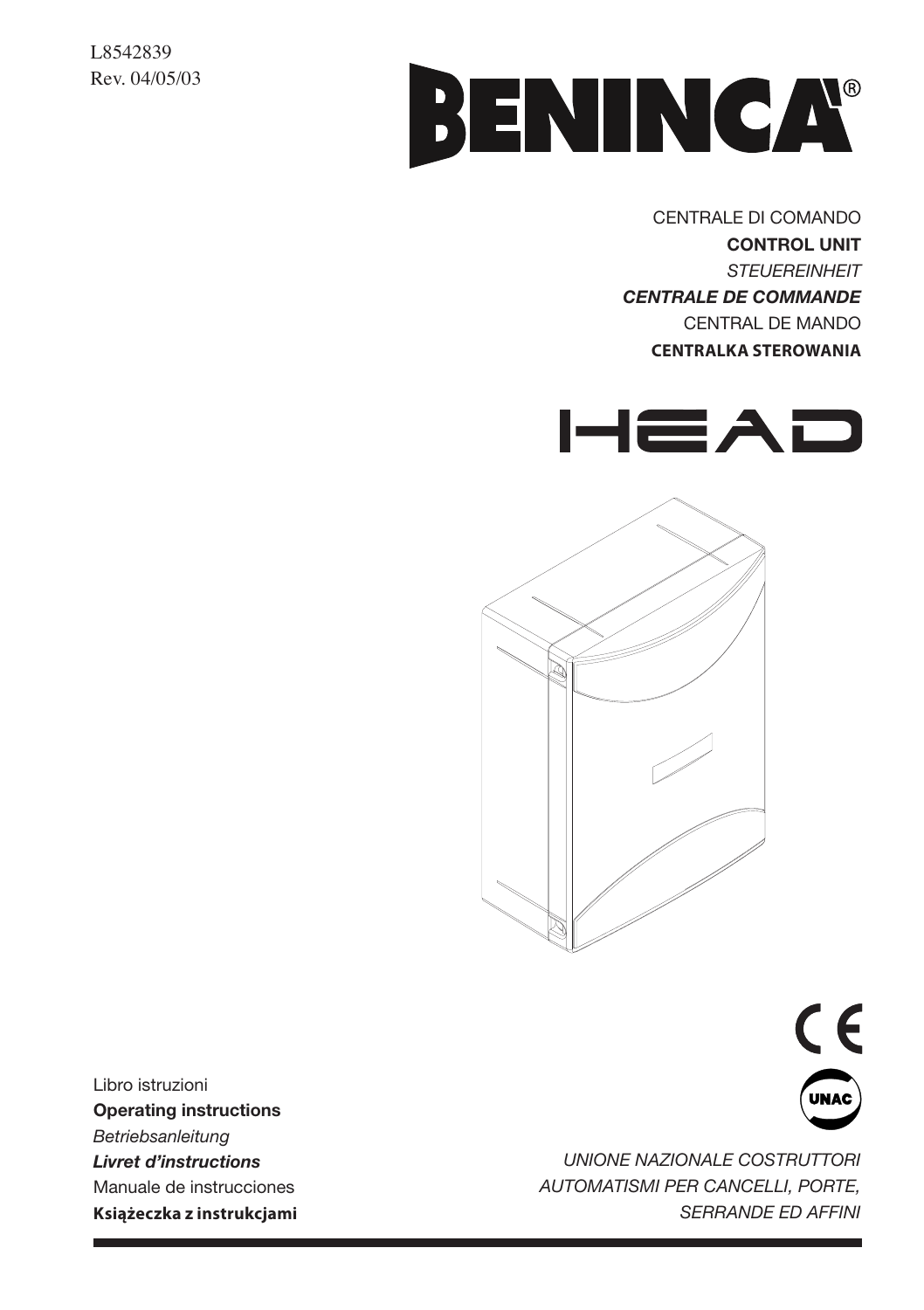L8542839
Rev. 04/05/03

# BENINCA®

CENTRALE DI COMANDO
**CONTROL UNIT**
*STEUEREINHEIT*
***CENTRALE DE COMMANDE***
CENTRAL DE MANDO
**CENTRALKA STEROWANIA**

# HEAD

Libro istruzioni
**Operating instructions**
*Betriebsanleitung*
***Livret d'instructions***
Manuale de instrucciones
**Książeczka z instrukcjami**

CE

UNAC

*UNIONE NAZIONALE COSTRUTTORI AUTOMATISMI PER CANCELLI, PORTE, SERRANDE ED AFFINI*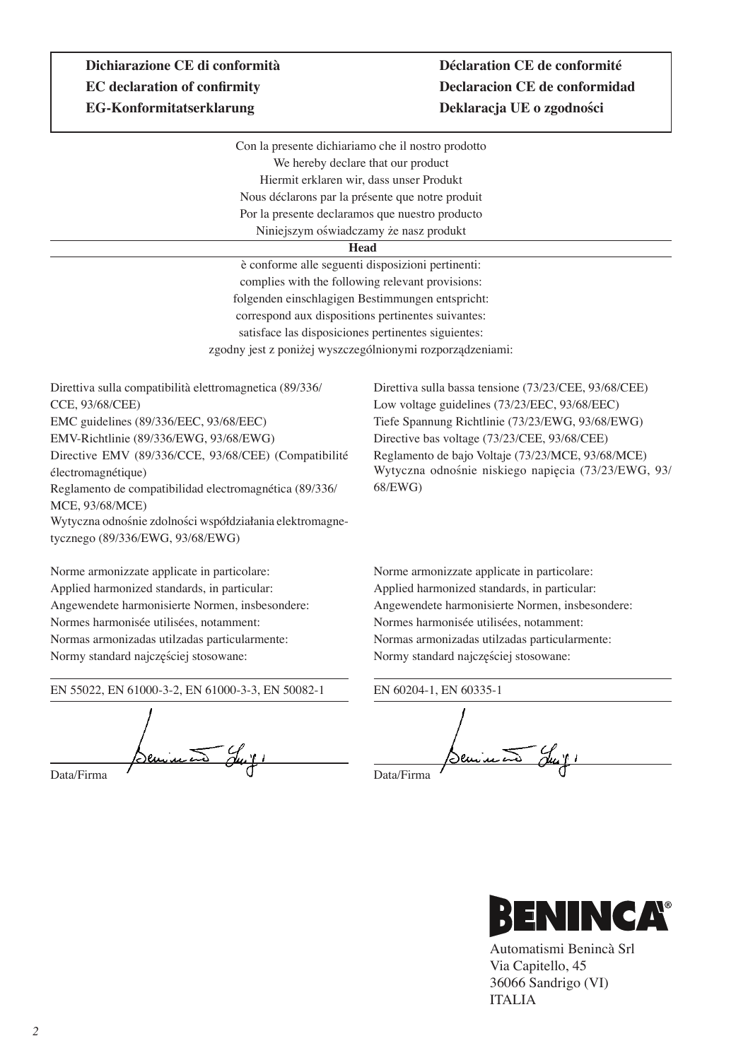**Dichiarazione CE di conformità**
**EC declaration of confirmity**
**EG-Konformitatserklarung**
**Déclaration CE de conformité**
**Declaracion CE de conformidad**
**Deklaracja UE o zgodności**

Con la presente dichiariamo che il nostro prodotto
We hereby declare that our product
Hiermit erklaren wir, dass unser Produkt
Nous déclarons par la présente que notre produit
Por la presente declaramos que nuestro producto
Niniejszym oświadczamy że nasz produkt

**Head**

è conforme alle seguenti disposizioni pertinenti:
complies with the following relevant provisions:
folgenden einschlagigen Bestimmungen entspricht:
correspond aux dispositions pertinentes suivantes:
satisface las disposiciones pertinentes siguientes:
zgodny jest z poniżej wyszczególnionymi rozporządzeniami:

Direttiva sulla compatibilità elettromagnetica (89/336/CCE, 93/68/CEE)
EMC guidelines (89/336/EEC, 93/68/EEC)
EMV-Richtlinie (89/336/EWG, 93/68/EWG)
Directive EMV (89/336/CCE, 93/68/CEE) (Compatibilité électromagnétique)
Reglamento de compatibilidad electromagnética (89/336/MCE, 93/68/MCE)
Wytyczna odnośnie zdolności współdziałania elektromagnetycznego (89/336/EWG, 93/68/EWG)

Norme armonizzate applicate in particolare:
Applied harmonized standards, in particular:
Angewendete harmonisierte Normen, insbesondere:
Normes harmonisée utilisées, notamment:
Normas armonizadas utilzadas particularmente:
Normy standard najczęściej stosowane:

EN 55022, EN 61000-3-2, EN 61000-3-3, EN 50082-1

Data/Firma

Direttiva sulla bassa tensione (73/23/CEE, 93/68/CEE)
Low voltage guidelines (73/23/EEC, 93/68/EEC)
Tiefe Spannung Richtlinie (73/23/EWG, 93/68/EWG)
Directive bas voltage (73/23/CEE, 93/68/CEE)
Reglamento de bajo Voltaje (73/23/MCE, 93/68/MCE)
Wytyczna odnośnie niskiego napięcia (73/23/EWG, 93/68/EWG)

Norme armonizzate applicate in particolare:
Applied harmonized standards, in particular:
Angewendete harmonisierte Normen, insbesondere:
Normes harmonisée utilisées, notamment:
Normas armonizadas utilzadas particularmente:
Normy standard najczęściej stosowane:

EN 60204-1, EN 60335-1

Data/Firma

BENINCA®

Automatismi Benincà Srl
Via Capitello, 45
36066 Sandrigo (VI)
ITALIA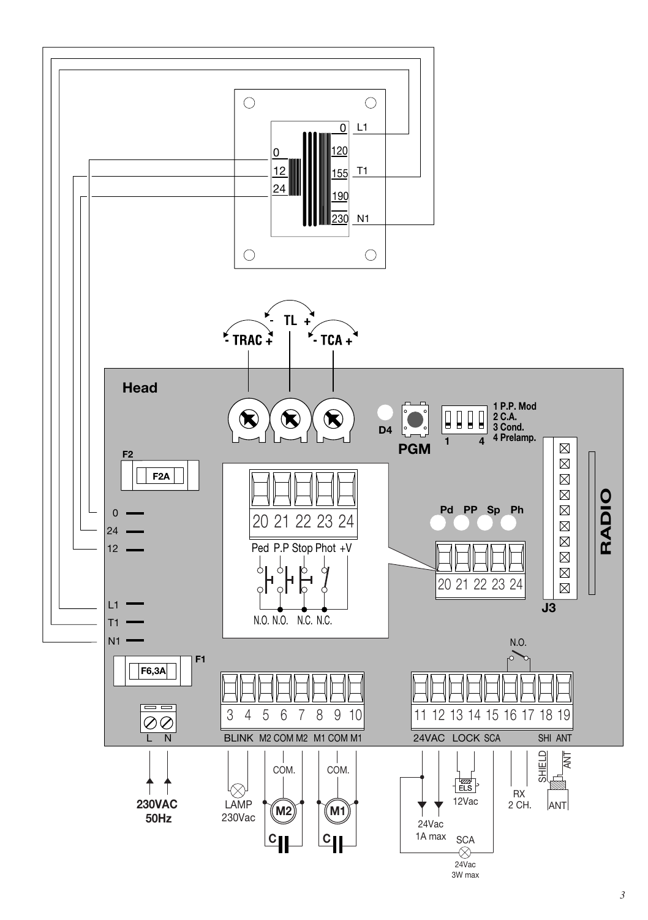0 L1
120
0 155 T1
12
24 190
230 N1

- TL +
- TRAC +
- TCA +

Head

D4

PGM

1 4

1 P.P. Mod
2 C.A.
3 Cond.
4 Prelamp.

F2

F2A

0
24
12

20 21 22 23 24

Ped P.P Stop Phot +V

N.O. N.O. N.C. N.C.

Pd PP Sp Ph

20 21 22 23 24

RADIO

J3

L1
T1
N1

F1

F6,3A

N.O.

L N

3 4 5 6 7 8 9 10

BLINK M2 COM M2 M1 COM M1

11 12 13 14 15 16 17 18 19

24VAC LOCK SCA SHI ANT

230VAC
50Hz

LAMP
230Vac

COM.

M2

C

COM.

M1

C

24Vac
1A max

ELS
12Vac

SCA
24Vac
3W max

RX
2 CH.

SHIELD ANT

ANT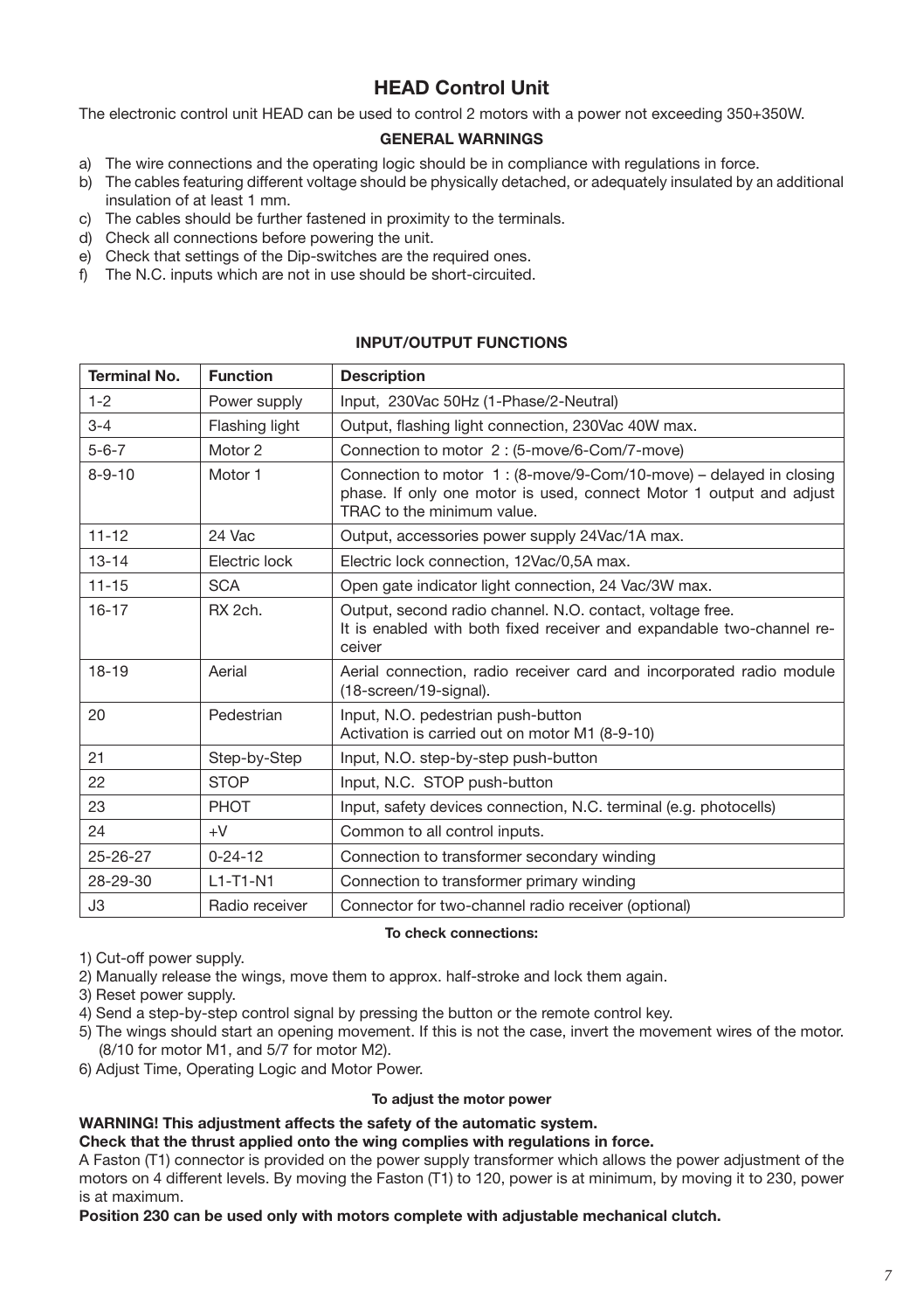# HEAD Control Unit

The electronic control unit HEAD can be used to control 2 motors with a power not exceeding 350+350W.

### GENERAL WARNINGS

a) The wire connections and the operating logic should be in compliance with regulations in force.
b) The cables featuring different voltage should be physically detached, or adequately insulated by an additional insulation of at least 1 mm.
c) The cables should be further fastened in proximity to the terminals.
d) Check all connections before powering the unit.
e) Check that settings of the Dip-switches are the required ones.
f) The N.C. inputs which are not in use should be short-circuited.

### INPUT/OUTPUT FUNCTIONS

| Terminal No. | Function | Description |
|---|---|---|
| 1-2 | Power supply | Input, 230Vac 50Hz (1-Phase/2-Neutral) |
| 3-4 | Flashing light | Output, flashing light connection, 230Vac 40W max. |
| 5-6-7 | Motor 2 | Connection to motor 2 : (5-move/6-Com/7-move) |
| 8-9-10 | Motor 1 | Connection to motor 1 : (8-move/9-Com/10-move) – delayed in closing phase. If only one motor is used, connect Motor 1 output and adjust TRAC to the minimum value. |
| 11-12 | 24 Vac | Output, accessories power supply 24Vac/1A max. |
| 13-14 | Electric lock | Electric lock connection, 12Vac/0,5A max. |
| 11-15 | SCA | Open gate indicator light connection, 24 Vac/3W max. |
| 16-17 | RX 2ch. | Output, second radio channel. N.O. contact, voltage free. It is enabled with both fixed receiver and expandable two-channel receiver |
| 18-19 | Aerial | Aerial connection, radio receiver card and incorporated radio module (18-screen/19-signal). |
| 20 | Pedestrian | Input, N.O. pedestrian push-button Activation is carried out on motor M1 (8-9-10) |
| 21 | Step-by-Step | Input, N.O. step-by-step push-button |
| 22 | STOP | Input, N.C. STOP push-button |
| 23 | PHOT | Input, safety devices connection, N.C. terminal (e.g. photocells) |
| 24 | +V | Common to all control inputs. |
| 25-26-27 | 0-24-12 | Connection to transformer secondary winding |
| 28-29-30 | L1-T1-N1 | Connection to transformer primary winding |
| J3 | Radio receiver | Connector for two-channel radio receiver (optional) |

**To check connections:**

1) Cut-off power supply.
2) Manually release the wings, move them to approx. half-stroke and lock them again.
3) Reset power supply.
4) Send a step-by-step control signal by pressing the button or the remote control key.
5) The wings should start an opening movement. If this is not the case, invert the movement wires of the motor. (8/10 for motor M1, and 5/7 for motor M2).
6) Adjust Time, Operating Logic and Motor Power.

**To adjust the motor power**

**WARNING! This adjustment affects the safety of the automatic system.**
**Check that the thrust applied onto the wing complies with regulations in force.**
A Faston (T1) connector is provided on the power supply transformer which allows the power adjustment of the motors on 4 different levels. By moving the Faston (T1) to 120, power is at minimum, by moving it to 230, power is at maximum.
**Position 230 can be used only with motors complete with adjustable mechanical clutch.**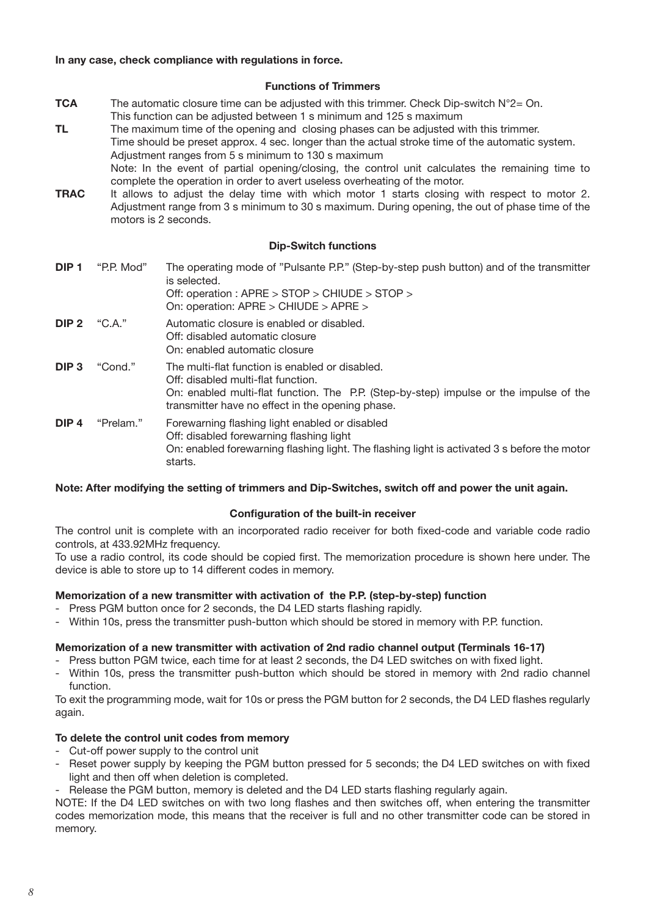**In any case, check compliance with regulations in force.**

### Functions of Trimmers

**TCA** The automatic closure time can be adjusted with this trimmer. Check Dip-switch N°2= On. This function can be adjusted between 1 s minimum and 125 s maximum

**TL** The maximum time of the opening and closing phases can be adjusted with this trimmer. Time should be preset approx. 4 sec. longer than the actual stroke time of the automatic system. Adjustment ranges from 5 s minimum to 130 s maximum
Note: In the event of partial opening/closing, the control unit calculates the remaining time to complete the operation in order to avert useless overheating of the motor.

**TRAC** It allows to adjust the delay time with which motor 1 starts closing with respect to motor 2. Adjustment range from 3 s minimum to 30 s maximum. During opening, the out of phase time of the motors is 2 seconds.

### Dip-Switch functions

**DIP 1** "P.P. Mod" The operating mode of "Pulsante P.P." (Step-by-step push button) and of the transmitter is selected.
Off: operation : APRE > STOP > CHIUDE > STOP >
On: operation: APRE > CHIUDE > APRE >

**DIP 2** "C.A." Automatic closure is enabled or disabled.
Off: disabled automatic closure
On: enabled automatic closure

**DIP 3** "Cond." The multi-flat function is enabled or disabled.
Off: disabled multi-flat function.
On: enabled multi-flat function. The P.P. (Step-by-step) impulse or the impulse of the transmitter have no effect in the opening phase.

**DIP 4** "Prelam." Forewarning flashing light enabled or disabled
Off: disabled forewarning flashing light
On: enabled forewarning flashing light. The flashing light is activated 3 s before the motor starts.

**Note: After modifying the setting of trimmers and Dip-Switches, switch off and power the unit again.**

### Configuration of the built-in receiver

The control unit is complete with an incorporated radio receiver for both fixed-code and variable code radio controls, at 433.92MHz frequency.
To use a radio control, its code should be copied first. The memorization procedure is shown here under. The device is able to store up to 14 different codes in memory.

**Memorization of a new transmitter with activation of the P.P. (step-by-step) function**

- Press PGM button once for 2 seconds, the D4 LED starts flashing rapidly.
- Within 10s, press the transmitter push-button which should be stored in memory with P.P. function.

**Memorization of a new transmitter with activation of 2nd radio channel output (Terminals 16-17)**

- Press button PGM twice, each time for at least 2 seconds, the D4 LED switches on with fixed light.
- Within 10s, press the transmitter push-button which should be stored in memory with 2nd radio channel function.

To exit the programming mode, wait for 10s or press the PGM button for 2 seconds, the D4 LED flashes regularly again.

**To delete the control unit codes from memory**

- Cut-off power supply to the control unit
- Reset power supply by keeping the PGM button pressed for 5 seconds; the D4 LED switches on with fixed light and then off when deletion is completed.
- Release the PGM button, memory is deleted and the D4 LED starts flashing regularly again.

NOTE: If the D4 LED switches on with two long flashes and then switches off, when entering the transmitter codes memorization mode, this means that the receiver is full and no other transmitter code can be stored in memory.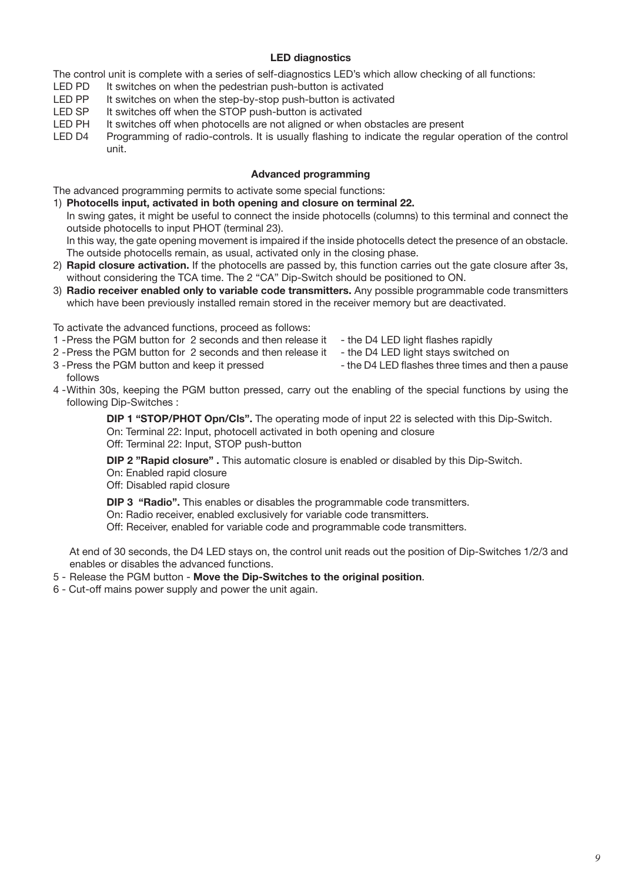## LED diagnostics

The control unit is complete with a series of self-diagnostics LED's which allow checking of all functions:

- LED PD It switches on when the pedestrian push-button is activated
- LED PP It switches on when the step-by-stop push-button is activated
- LED SP It switches off when the STOP push-button is activated
- LED PH It switches off when photocells are not aligned or when obstacles are present
- LED D4 Programming of radio-controls. It is usually flashing to indicate the regular operation of the control unit.

## Advanced programming

The advanced programming permits to activate some special functions:

1) **Photocells input, activated in both opening and closure on terminal 22.**
   In swing gates, it might be useful to connect the inside photocells (columns) to this terminal and connect the outside photocells to input PHOT (terminal 23).
   In this way, the gate opening movement is impaired if the inside photocells detect the presence of an obstacle. The outside photocells remain, as usual, activated only in the closing phase.
2) **Rapid closure activation.** If the photocells are passed by, this function carries out the gate closure after 3s, without considering the TCA time. The 2 "CA" Dip-Switch should be positioned to ON.
3) **Radio receiver enabled only to variable code transmitters.** Any possible programmable code transmitters which have been previously installed remain stored in the receiver memory but are deactivated.

To activate the advanced functions, proceed as follows:

1 - Press the PGM button for 2 seconds and then release it - the D4 LED light flashes rapidly
2 - Press the PGM button for 2 seconds and then release it - the D4 LED light stays switched on
3 - Press the PGM button and keep it pressed - the D4 LED flashes three times and then a pause follows
4 - Within 30s, keeping the PGM button pressed, carry out the enabling of the special functions by using the following Dip-Switches :

> **DIP 1 "STOP/PHOT Opn/Cls".** The operating mode of input 22 is selected with this Dip-Switch.
> On: Terminal 22: Input, photocell activated in both opening and closure
> Off: Terminal 22: Input, STOP push-button
>
> **DIP 2 "Rapid closure" .** This automatic closure is enabled or disabled by this Dip-Switch.
> On: Enabled rapid closure
> Off: Disabled rapid closure
>
> **DIP 3 "Radio".** This enables or disables the programmable code transmitters.
> On: Radio receiver, enabled exclusively for variable code transmitters.
> Off: Receiver, enabled for variable code and programmable code transmitters.

At end of 30 seconds, the D4 LED stays on, the control unit reads out the position of Dip-Switches 1/2/3 and enables or disables the advanced functions.

5 - Release the PGM button - **Move the Dip-Switches to the original position**.
6 - Cut-off mains power supply and power the unit again.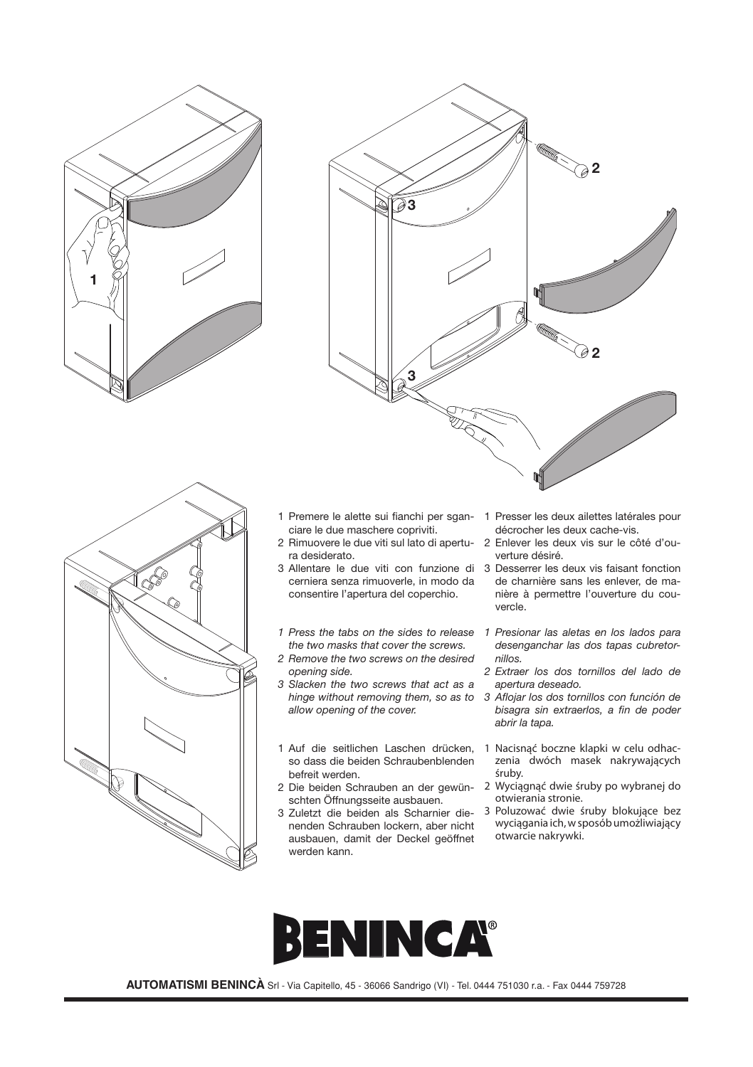1 Premere le alette sui fianchi per sganciare le due maschere copriviti.
2 Rimuovere le due viti sul lato di apertura desiderato.
3 Allentare le due viti con funzione di cerniera senza rimuoverle, in modo da consentire l'apertura del coperchio.

*1 Press the tabs on the sides to release the two masks that cover the screws.*
*2 Remove the two screws on the desired opening side.*
*3 Slacken the two screws that act as a hinge without removing them, so as to allow opening of the cover.*

1 Auf die seitlichen Laschen drücken, so dass die beiden Schraubenblenden befreit werden.
2 Die beiden Schrauben an der gewünschten Öffnungsseite ausbauen.
3 Zuletzt die beiden als Scharnier dienenden Schrauben lockern, aber nicht ausbauen, damit der Deckel geöffnet werden kann.

1 Presser les deux ailettes latérales pour décrocher les deux cache-vis.
2 Enlever les deux vis sur le côté d'ouverture désiré.
3 Desserrer les deux vis faisant fonction de charnière sans les enlever, de manière à permettre l'ouverture du couvercle.

*1 Presionar las aletas en los lados para desenganchar las dos tapas cubretornillos.*
*2 Extraer los dos tornillos del lado de apertura deseado.*
*3 Aflojar los dos tornillos con función de bisagra sin extraerlos, a fin de poder abrir la tapa.*

1 Nacisnąć boczne klapki w celu odhaczenia dwóch masek nakrywających śruby.
2 Wyciągnąć dwie śruby po wybranej do otwierania stronie.
3 Poluzować dwie śruby blokujące bez wyciągania ich, w sposób umożliwiający otwarcie nakrywki.

BENINCA®

**AUTOMATISMI BENINCÀ** Srl - Via Capitello, 45 - 36066 Sandrigo (VI) - Tel. 0444 751030 r.a. - Fax 0444 759728